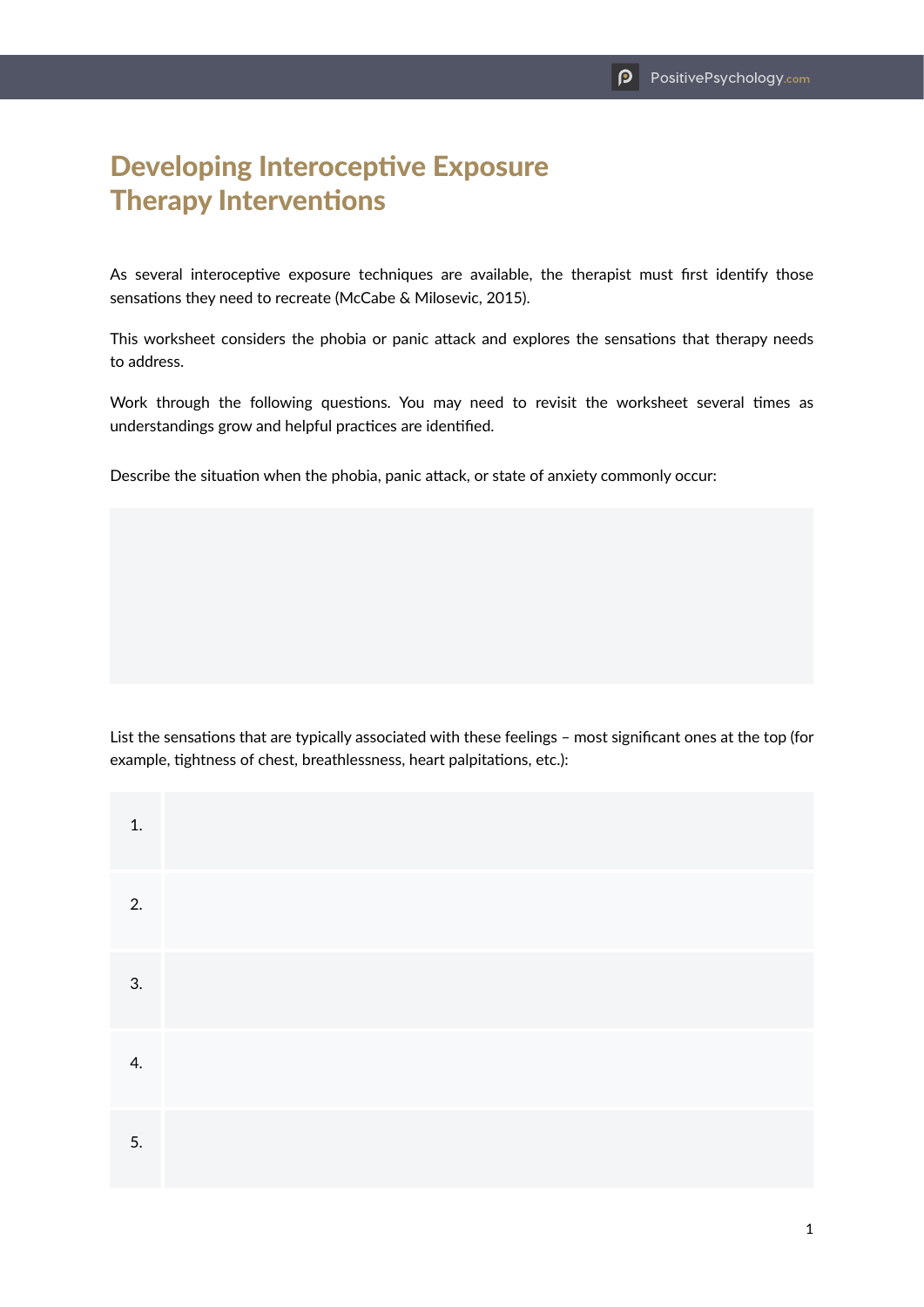# Developing Interoceptive Exposure Therapy Interventions

As several interoceptive exposure techniques are available, the therapist must first identify those sensations they need to recreate (McCabe & Milosevic, 2015).

This worksheet considers the phobia or panic attack and explores the sensations that therapy needs to address.

Work through the following questions. You may need to revisit the worksheet several times as understandings grow and helpful practices are identified.

Describe the situation when the phobia, panic attack, or state of anxiety commonly occur:

List the sensations that are typically associated with these feelings – most significant ones at the top (for example, tightness of chest, breathlessness, heart palpitations, etc.):

| | |
|---|---|
| 1. | |
| 2. | |
| 3. | |
| 4. | |
| 5. | |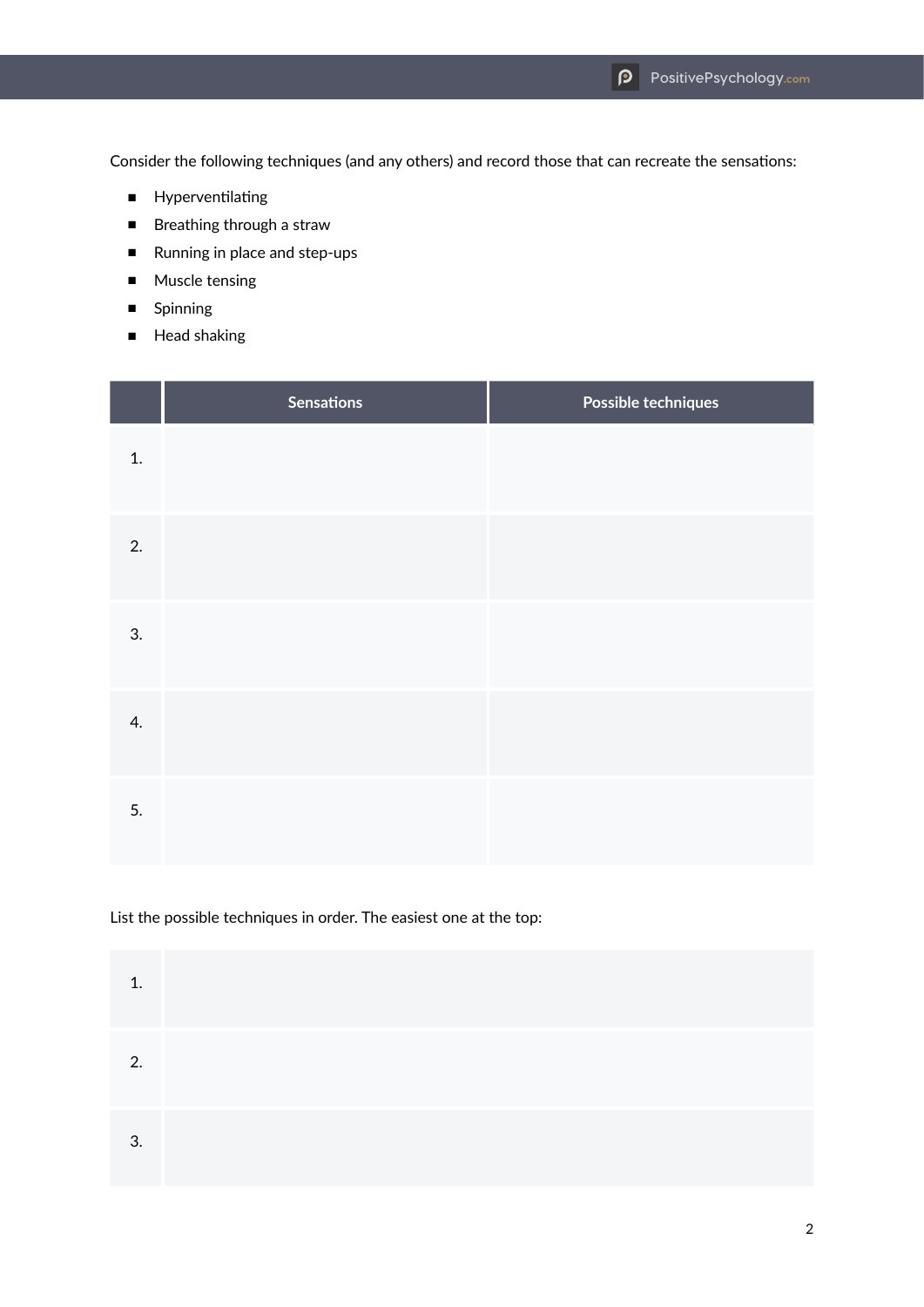Consider the following techniques (and any others) and record those that can recreate the sensations:

- Hyperventilating
- Breathing through a straw
- Running in place and step-ups
- Muscle tensing
- Spinning
- Head shaking

| | Sensations | Possible techniques |
|---|---|---|
| 1. | | |
| 2. | | |
| 3. | | |
| 4. | | |
| 5. | | |

List the possible techniques in order. The easiest one at the top:

| | |
|---|---|
| 1. | |
| 2. | |
| 3. | |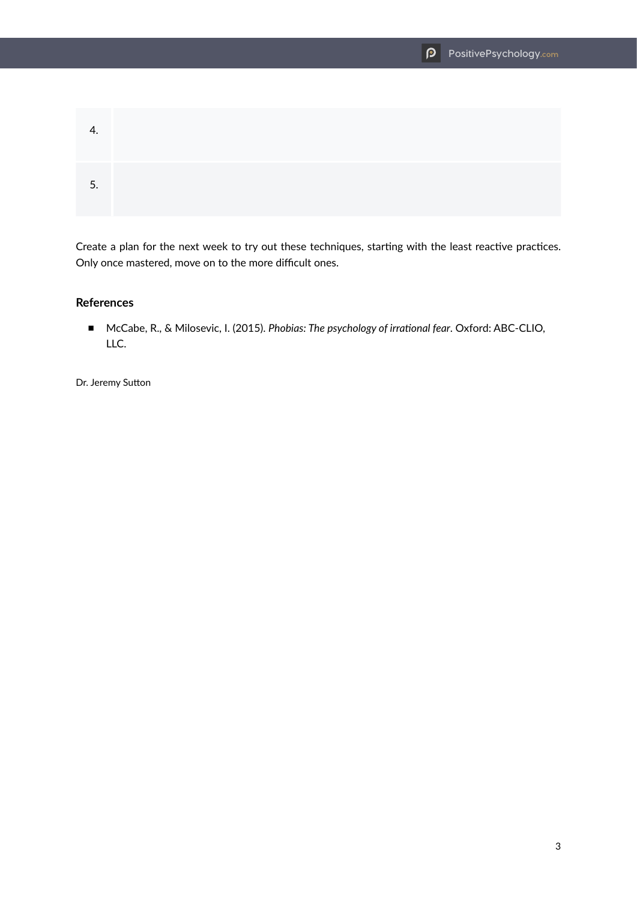| | |
|---|---|
| 4. | |
| 5. | |

Create a plan for the next week to try out these techniques, starting with the least reactive practices. Only once mastered, move on to the more difficult ones.

### References

- McCabe, R., & Milosevic, I. (2015). *Phobias: The psychology of irrational fear*. Oxford: ABC-CLIO, LLC.

Dr. Jeremy Sutton